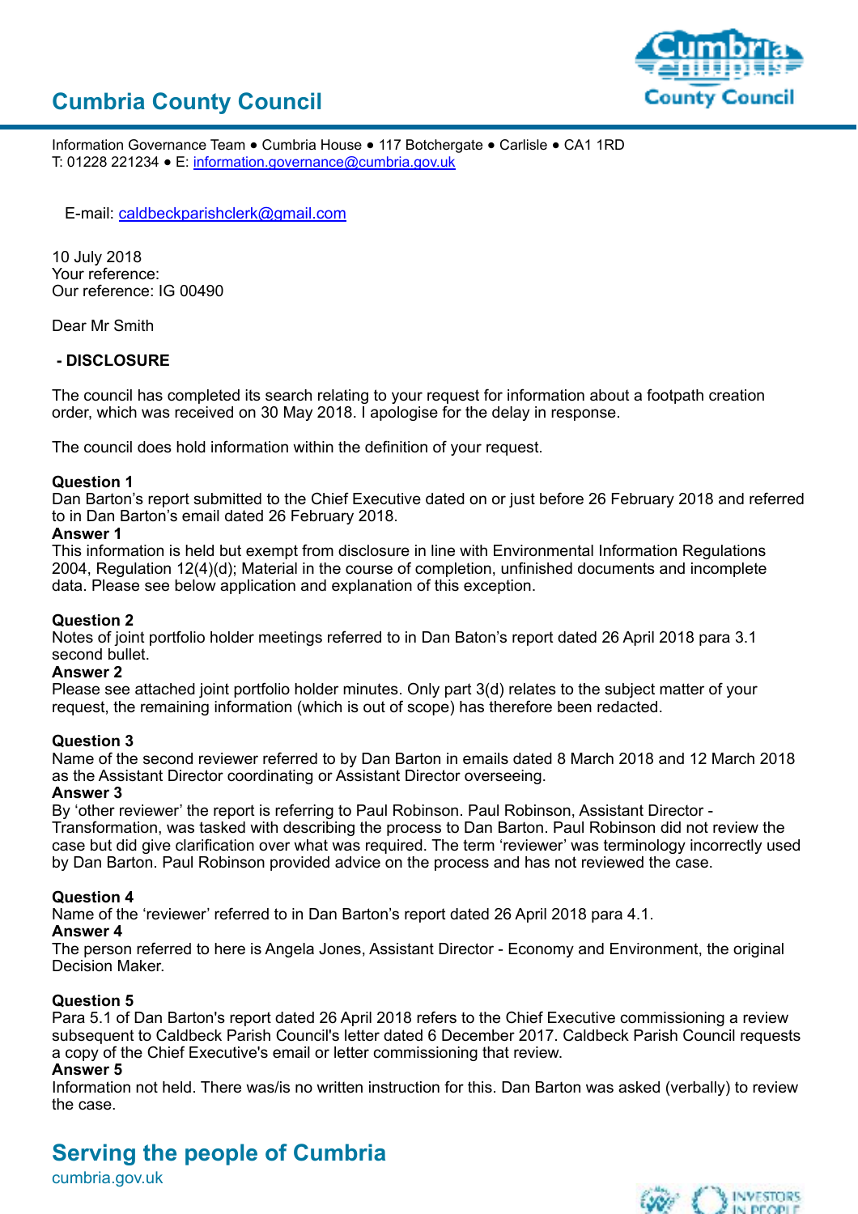# Cumbria County Council

Information Governance Team • Cumbria House • 117 Botchergate • Carlisle • CA1 1RD
T: 01228 221234 • E: information.governance@cumbria.gov.uk

E-mail: caldbeckparishclerk@gmail.com

10 July 2018
Your reference:
Our reference: IG 00490

Dear Mr Smith

**- DISCLOSURE**

The council has completed its search relating to your request for information about a footpath creation order, which was received on 30 May 2018. I apologise for the delay in response.

The council does hold information within the definition of your request.

**Question 1**
Dan Barton's report submitted to the Chief Executive dated on or just before 26 February 2018 and referred to in Dan Barton's email dated 26 February 2018.
**Answer 1**
This information is held but exempt from disclosure in line with Environmental Information Regulations 2004, Regulation 12(4)(d); Material in the course of completion, unfinished documents and incomplete data. Please see below application and explanation of this exception.

**Question 2**
Notes of joint portfolio holder meetings referred to in Dan Baton's report dated 26 April 2018 para 3.1 second bullet.
**Answer 2**
Please see attached joint portfolio holder minutes. Only part 3(d) relates to the subject matter of your request, the remaining information (which is out of scope) has therefore been redacted.

**Question 3**
Name of the second reviewer referred to by Dan Barton in emails dated 8 March 2018 and 12 March 2018 as the Assistant Director coordinating or Assistant Director overseeing.
**Answer 3**
By 'other reviewer' the report is referring to Paul Robinson. Paul Robinson, Assistant Director - Transformation, was tasked with describing the process to Dan Barton. Paul Robinson did not review the case but did give clarification over what was required. The term 'reviewer' was terminology incorrectly used by Dan Barton. Paul Robinson provided advice on the process and has not reviewed the case.

**Question 4**
Name of the 'reviewer' referred to in Dan Barton's report dated 26 April 2018 para 4.1.
**Answer 4**
The person referred to here is Angela Jones, Assistant Director - Economy and Environment, the original Decision Maker.

**Question 5**
Para 5.1 of Dan Barton's report dated 26 April 2018 refers to the Chief Executive commissioning a review subsequent to Caldbeck Parish Council's letter dated 6 December 2017. Caldbeck Parish Council requests a copy of the Chief Executive's email or letter commissioning that review.
**Answer 5**
Information not held. There was/is no written instruction for this. Dan Barton was asked (verbally) to review the case.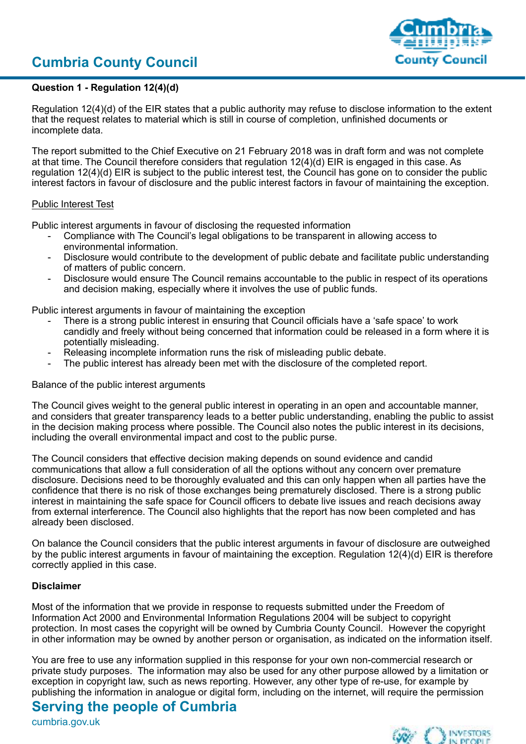**Question 1 - Regulation 12(4)(d)**

Regulation 12(4)(d) of the EIR states that a public authority may refuse to disclose information to the extent that the request relates to material which is still in course of completion, unfinished documents or incomplete data.

The report submitted to the Chief Executive on 21 February 2018 was in draft form and was not complete at that time. The Council therefore considers that regulation 12(4)(d) EIR is engaged in this case. As regulation 12(4)(d) EIR is subject to the public interest test, the Council has gone on to consider the public interest factors in favour of disclosure and the public interest factors in favour of maintaining the exception.

Public Interest Test

Public interest arguments in favour of disclosing the requested information

- Compliance with The Council's legal obligations to be transparent in allowing access to environmental information.
- Disclosure would contribute to the development of public debate and facilitate public understanding of matters of public concern.
- Disclosure would ensure The Council remains accountable to the public in respect of its operations and decision making, especially where it involves the use of public funds.

Public interest arguments in favour of maintaining the exception

- There is a strong public interest in ensuring that Council officials have a 'safe space' to work candidly and freely without being concerned that information could be released in a form where it is potentially misleading.
- Releasing incomplete information runs the risk of misleading public debate.
- The public interest has already been met with the disclosure of the completed report.

Balance of the public interest arguments

The Council gives weight to the general public interest in operating in an open and accountable manner, and considers that greater transparency leads to a better public understanding, enabling the public to assist in the decision making process where possible. The Council also notes the public interest in its decisions, including the overall environmental impact and cost to the public purse.

The Council considers that effective decision making depends on sound evidence and candid communications that allow a full consideration of all the options without any concern over premature disclosure. Decisions need to be thoroughly evaluated and this can only happen when all parties have the confidence that there is no risk of those exchanges being prematurely disclosed. There is a strong public interest in maintaining the safe space for Council officers to debate live issues and reach decisions away from external interference. The Council also highlights that the report has now been completed and has already been disclosed.

On balance the Council considers that the public interest arguments in favour of disclosure are outweighed by the public interest arguments in favour of maintaining the exception. Regulation 12(4)(d) EIR is therefore correctly applied in this case.

**Disclaimer**

Most of the information that we provide in response to requests submitted under the Freedom of Information Act 2000 and Environmental Information Regulations 2004 will be subject to copyright protection. In most cases the copyright will be owned by Cumbria County Council. However the copyright in other information may be owned by another person or organisation, as indicated on the information itself.

You are free to use any information supplied in this response for your own non-commercial research or private study purposes. The information may also be used for any other purpose allowed by a limitation or exception in copyright law, such as news reporting. However, any other type of re-use, for example by publishing the information in analogue or digital form, including on the internet, will require the permission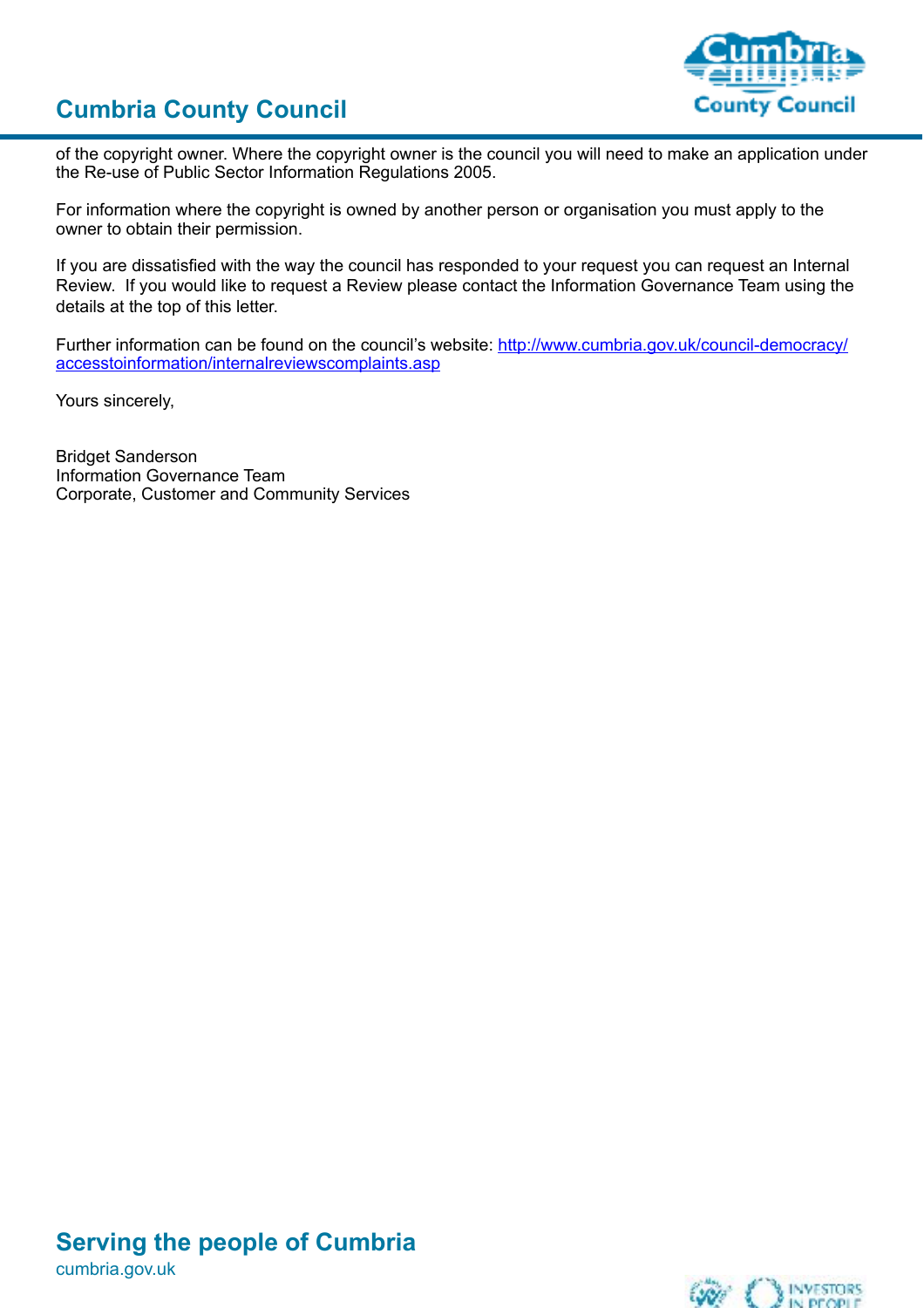of the copyright owner. Where the copyright owner is the council you will need to make an application under the Re-use of Public Sector Information Regulations 2005.

For information where the copyright is owned by another person or organisation you must apply to the owner to obtain their permission.

If you are dissatisfied with the way the council has responded to your request you can request an Internal Review. If you would like to request a Review please contact the Information Governance Team using the details at the top of this letter.

Further information can be found on the council's website: [http://www.cumbria.gov.uk/council-democracy/accesstoinformation/internalreviewscomplaints.asp](http://www.cumbria.gov.uk/council-democracy/accesstoinformation/internalreviewscomplaints.asp)

Yours sincerely,

Bridget Sanderson
Information Governance Team
Corporate, Customer and Community Services